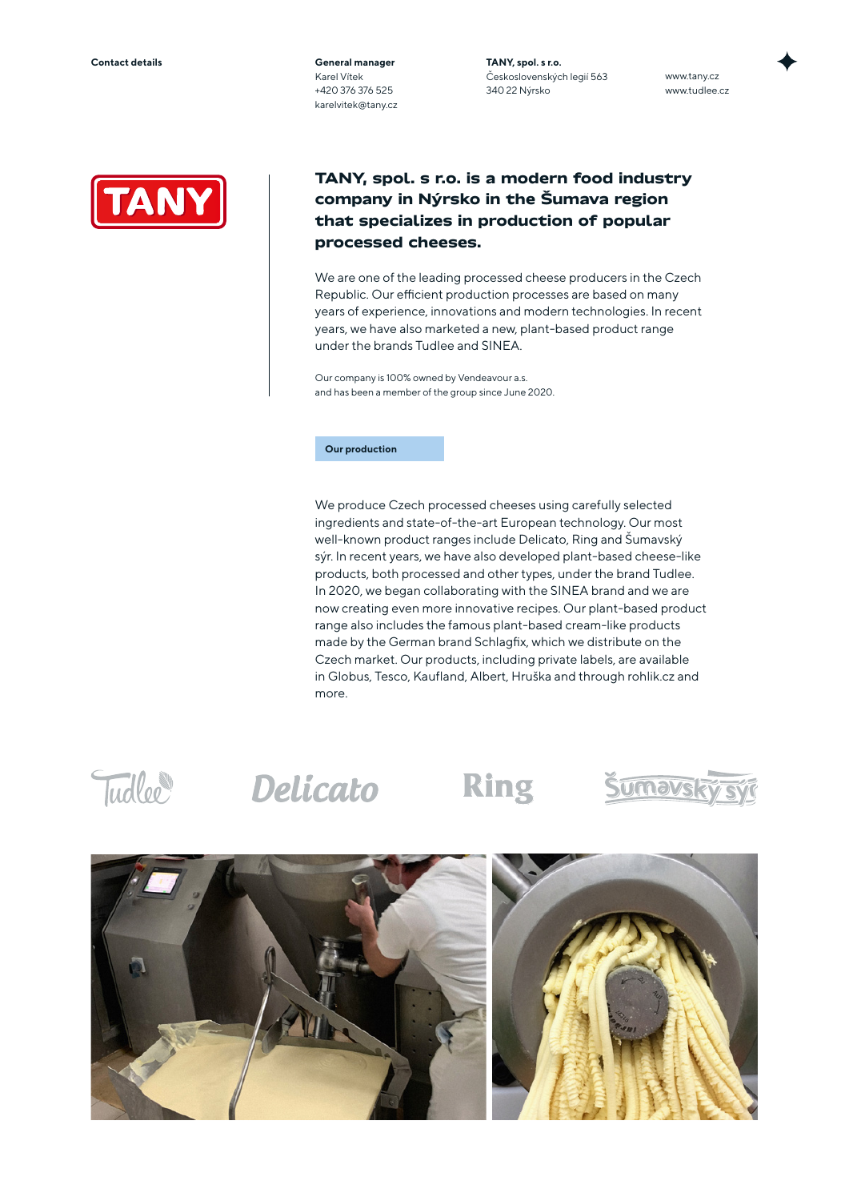**Contact details**

**General manager**
Karel Vítek
+420 376 376 525
karelvitek@tany.cz

**TANY, spol. s r.o.**
Československých legií 563
340 22 Nýrsko

www.tany.cz
www.tudlee.cz

## TANY, spol. s r.o. is a modern food industry company in Nýrsko in the Šumava region that specializes in production of popular processed cheeses.

We are one of the leading processed cheese producers in the Czech Republic. Our efficient production processes are based on many years of experience, innovations and modern technologies. In recent years, we have also marketed a new, plant-based product range under the brands Tudlee and SINEA.

Our company is 100% owned by Vendeavour a.s. and has been a member of the group since June 2020.

### Our production

We produce Czech processed cheeses using carefully selected ingredients and state-of-the-art European technology. Our most well-known product ranges include Delicato, Ring and Šumavský sýr. In recent years, we have also developed plant-based cheese-like products, both processed and other types, under the brand Tudlee. In 2020, we began collaborating with the SINEA brand and we are now creating even more innovative recipes. Our plant-based product range also includes the famous plant-based cream-like products made by the German brand Schlagfix, which we distribute on the Czech market. Our products, including private labels, are available in Globus, Tesco, Kaufland, Albert, Hruška and through rohlik.cz and more.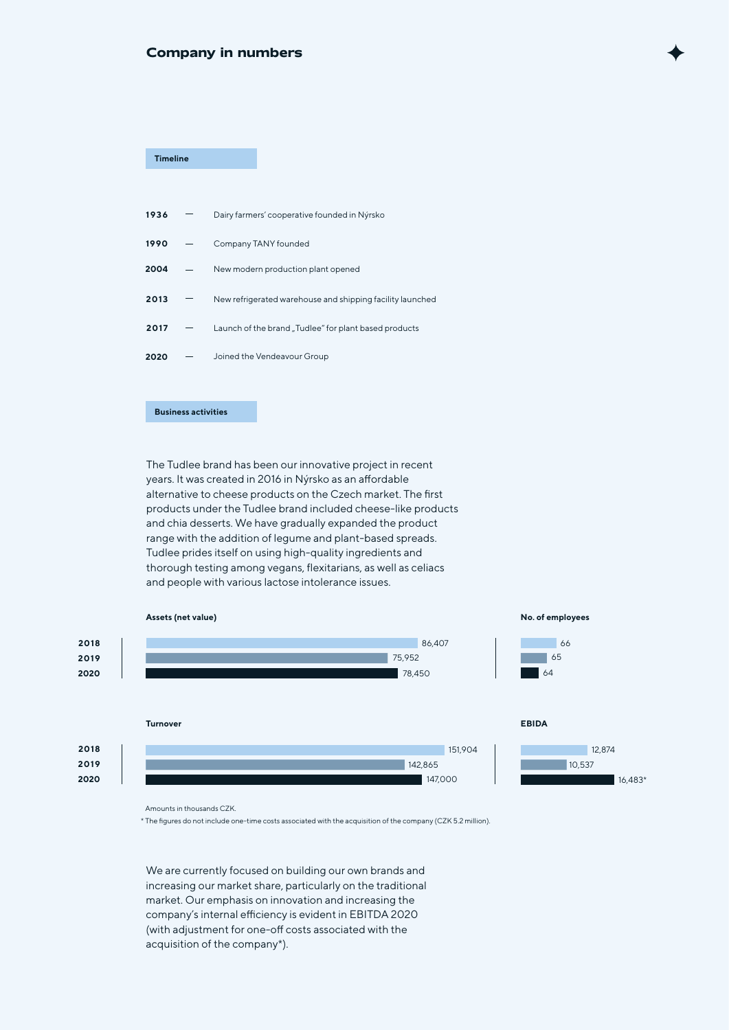## Company in numbers

### Timeline

**1936** — Dairy farmers' cooperative founded in Nýrsko

**1990** — Company TANY founded

**2004** — New modern production plant opened

**2013** — New refrigerated warehouse and shipping facility launched

**2017** — Launch of the brand „Tudlee" for plant based products

**2020** — Joined the Vendeavour Group

### Business activities

The Tudlee brand has been our innovative project in recent years. It was created in 2016 in Nýrsko as an affordable alternative to cheese products on the Czech market. The first products under the Tudlee brand included cheese-like products and chia desserts. We have gradually expanded the product range with the addition of legume and plant-based spreads. Tudlee prides itself on using high-quality ingredients and thorough testing among vegans, flexitarians, as well as celiacs and people with various lactose intolerance issues.

**Assets (net value)**

2018 86,407
2019 75,952
2020 78,450

**No. of employees**

2018 66
2019 65
2020 64

**Turnover**

2018 151,904
2019 142,865
2020 147,000

**EBIDA**

2018 12,874
2019 10,537
2020 16,483*

Amounts in thousands CZK.

* The figures do not include one-time costs associated with the acquisition of the company (CZK 5.2 million).

We are currently focused on building our own brands and increasing our market share, particularly on the traditional market. Our emphasis on innovation and increasing the company's internal efficiency is evident in EBITDA 2020 (with adjustment for one-off costs associated with the acquisition of the company*).